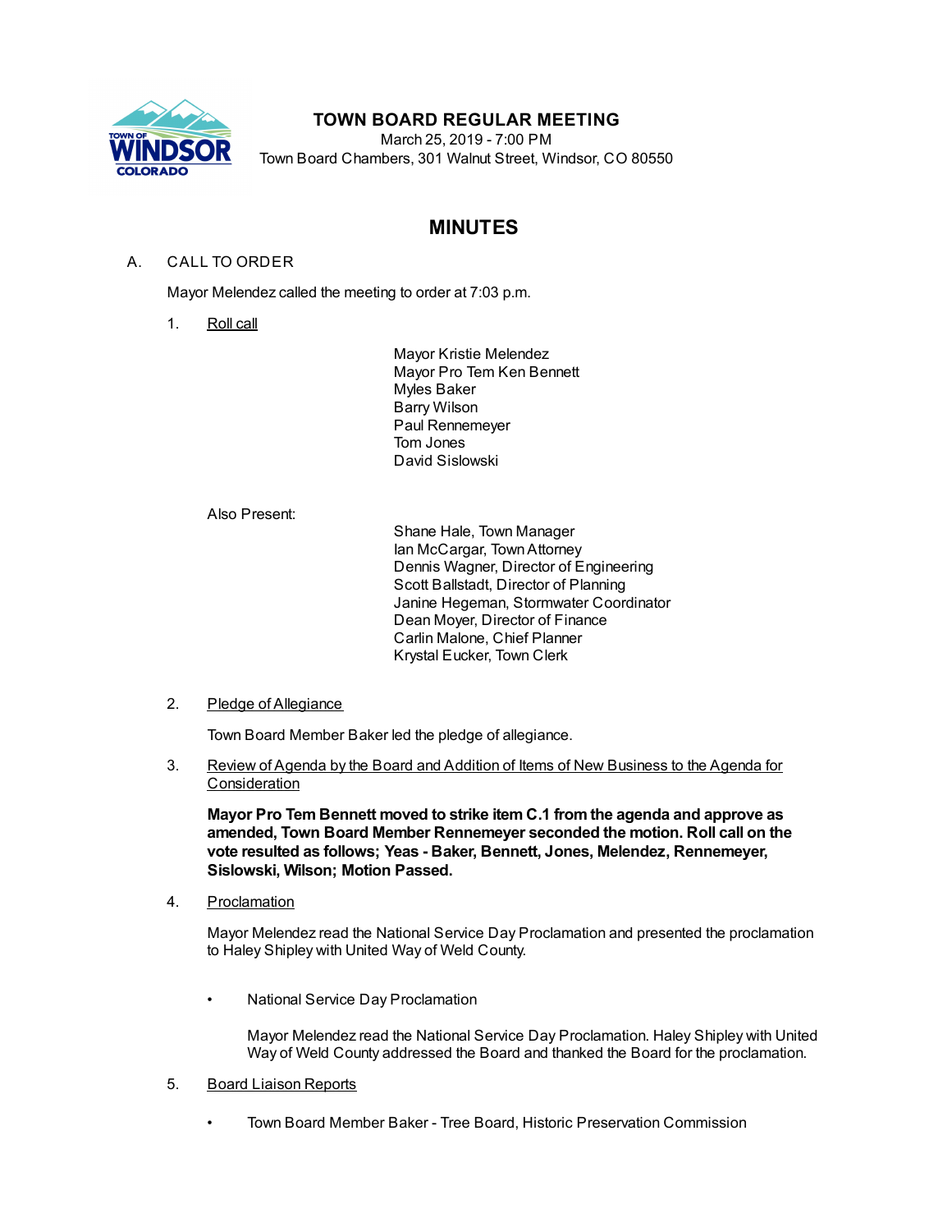# TOWN BOARD REGULAR MEETING

March 25, 2019 - 7:00 PM
Town Board Chambers, 301 Walnut Street, Windsor, CO 80550

## MINUTES

A. CALL TO ORDER

Mayor Melendez called the meeting to order at 7:03 p.m.

1. Roll call

   Mayor Kristie Melendez
   Mayor Pro Tem Ken Bennett
   Myles Baker
   Barry Wilson
   Paul Rennemeyer
   Tom Jones
   David Sislowski

   Also Present:

   Shane Hale, Town Manager
   Ian McCargar, Town Attorney
   Dennis Wagner, Director of Engineering
   Scott Ballstadt, Director of Planning
   Janine Hegeman, Stormwater Coordinator
   Dean Moyer, Director of Finance
   Carlin Malone, Chief Planner
   Krystal Eucker, Town Clerk

2. Pledge of Allegiance

   Town Board Member Baker led the pledge of allegiance.

3. Review of Agenda by the Board and Addition of Items of New Business to the Agenda for Consideration

   **Mayor Pro Tem Bennett moved to strike item C.1 from the agenda and approve as amended, Town Board Member Rennemeyer seconded the motion. Roll call on the vote resulted as follows; Yeas - Baker, Bennett, Jones, Melendez, Rennemeyer, Sislowski, Wilson; Motion Passed.**

4. Proclamation

   Mayor Melendez read the National Service Day Proclamation and presented the proclamation to Haley Shipley with United Way of Weld County.

   - National Service Day Proclamation

     Mayor Melendez read the National Service Day Proclamation. Haley Shipley with United Way of Weld County addressed the Board and thanked the Board for the proclamation.

5. Board Liaison Reports

   - Town Board Member Baker - Tree Board, Historic Preservation Commission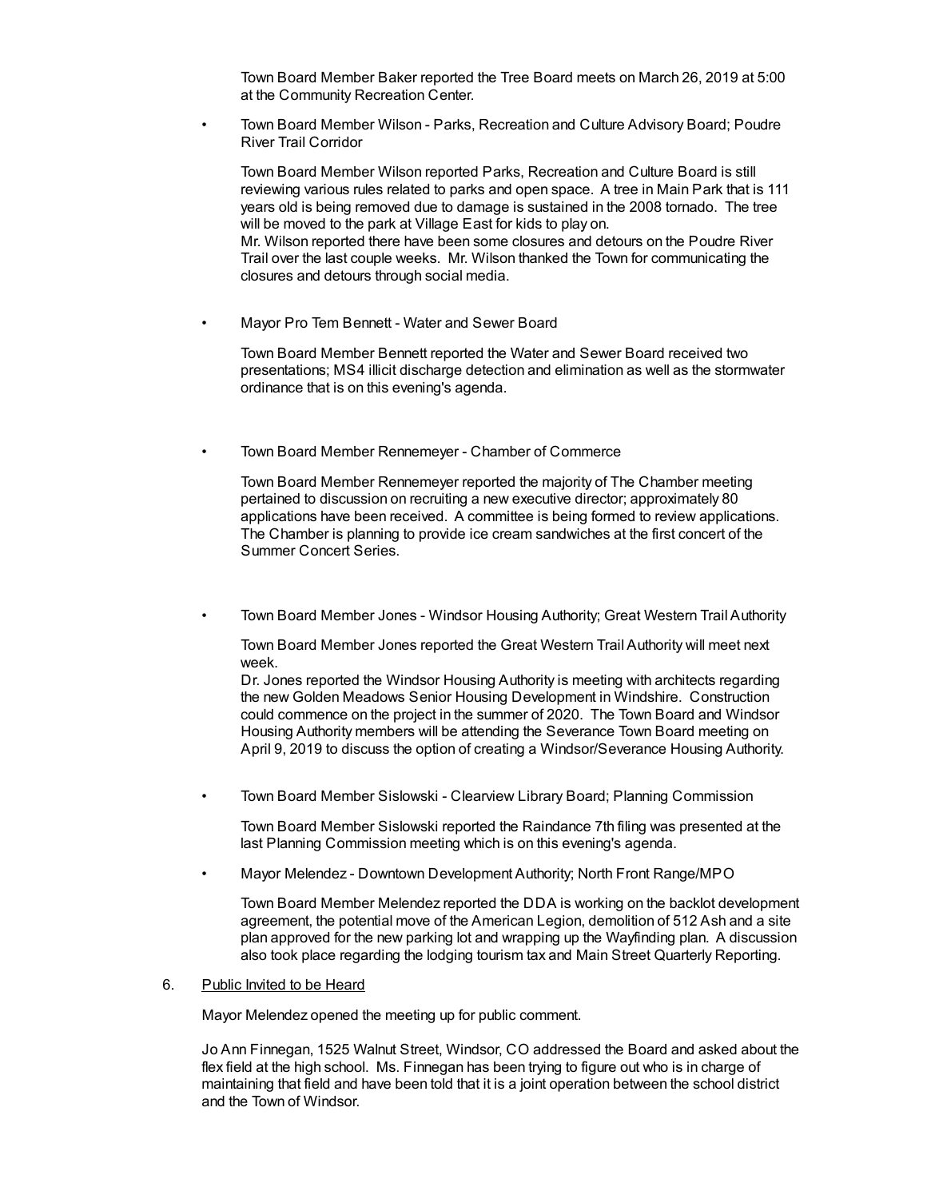Town Board Member Baker reported the Tree Board meets on March 26, 2019 at 5:00 at the Community Recreation Center.

- Town Board Member Wilson - Parks, Recreation and Culture Advisory Board; Poudre River Trail Corridor

  Town Board Member Wilson reported Parks, Recreation and Culture Board is still reviewing various rules related to parks and open space. A tree in Main Park that is 111 years old is being removed due to damage is sustained in the 2008 tornado. The tree will be moved to the park at Village East for kids to play on.
  Mr. Wilson reported there have been some closures and detours on the Poudre River Trail over the last couple weeks. Mr. Wilson thanked the Town for communicating the closures and detours through social media.

- Mayor Pro Tem Bennett - Water and Sewer Board

  Town Board Member Bennett reported the Water and Sewer Board received two presentations; MS4 illicit discharge detection and elimination as well as the stormwater ordinance that is on this evening's agenda.

- Town Board Member Rennemeyer - Chamber of Commerce

  Town Board Member Rennemeyer reported the majority of The Chamber meeting pertained to discussion on recruiting a new executive director; approximately 80 applications have been received. A committee is being formed to review applications. The Chamber is planning to provide ice cream sandwiches at the first concert of the Summer Concert Series.

- Town Board Member Jones - Windsor Housing Authority; Great Western Trail Authority

  Town Board Member Jones reported the Great Western Trail Authority will meet next week.
  Dr. Jones reported the Windsor Housing Authority is meeting with architects regarding the new Golden Meadows Senior Housing Development in Windshire. Construction could commence on the project in the summer of 2020. The Town Board and Windsor Housing Authority members will be attending the Severance Town Board meeting on April 9, 2019 to discuss the option of creating a Windsor/Severance Housing Authority.

- Town Board Member Sislowski - Clearview Library Board; Planning Commission

  Town Board Member Sislowski reported the Raindance 7th filing was presented at the last Planning Commission meeting which is on this evening's agenda.

- Mayor Melendez - Downtown Development Authority; North Front Range/MPO

  Town Board Member Melendez reported the DDA is working on the backlot development agreement, the potential move of the American Legion, demolition of 512 Ash and a site plan approved for the new parking lot and wrapping up the Wayfinding plan. A discussion also took place regarding the lodging tourism tax and Main Street Quarterly Reporting.

6. Public Invited to be Heard

   Mayor Melendez opened the meeting up for public comment.

   Jo Ann Finnegan, 1525 Walnut Street, Windsor, CO addressed the Board and asked about the flex field at the high school. Ms. Finnegan has been trying to figure out who is in charge of maintaining that field and have been told that it is a joint operation between the school district and the Town of Windsor.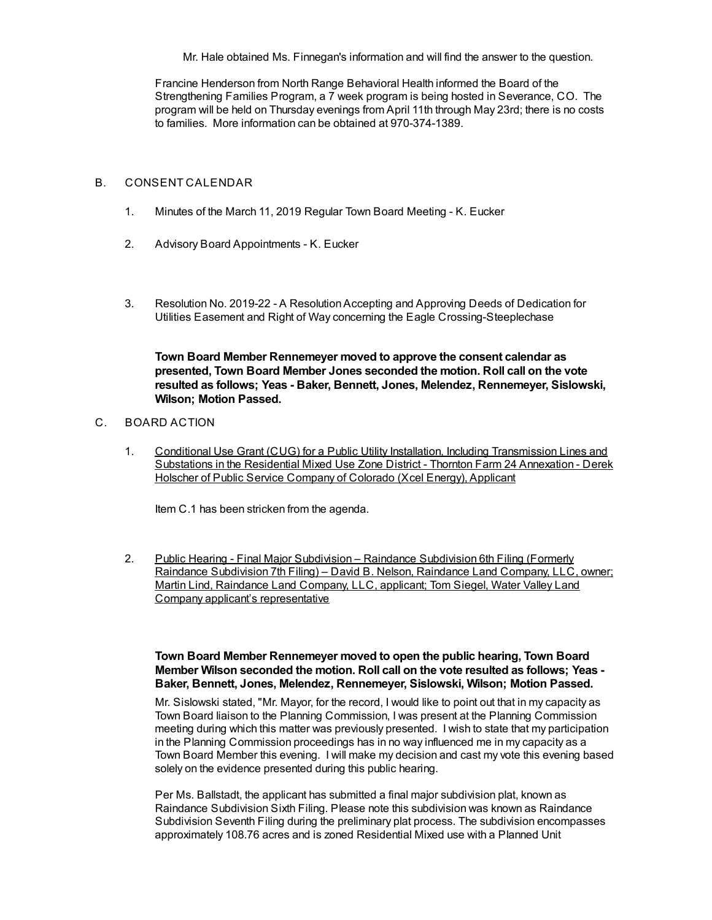Mr. Hale obtained Ms. Finnegan's information and will find the answer to the question.

Francine Henderson from North Range Behavioral Health informed the Board of the Strengthening Families Program, a 7 week program is being hosted in Severance, CO. The program will be held on Thursday evenings from April 11th through May 23rd; there is no costs to families. More information can be obtained at 970-374-1389.

B. CONSENT CALENDAR

1. Minutes of the March 11, 2019 Regular Town Board Meeting - K. Eucker

2. Advisory Board Appointments - K. Eucker

3. Resolution No. 2019-22 - A Resolution Accepting and Approving Deeds of Dedication for Utilities Easement and Right of Way concerning the Eagle Crossing-Steeplechase

**Town Board Member Rennemeyer moved to approve the consent calendar as presented, Town Board Member Jones seconded the motion. Roll call on the vote resulted as follows; Yeas - Baker, Bennett, Jones, Melendez, Rennemeyer, Sislowski, Wilson; Motion Passed.**

C. BOARD ACTION

1. Conditional Use Grant (CUG) for a Public Utility Installation, Including Transmission Lines and Substations in the Residential Mixed Use Zone District - Thornton Farm 24 Annexation - Derek Holscher of Public Service Company of Colorado (Xcel Energy), Applicant

Item C.1 has been stricken from the agenda.

2. Public Hearing - Final Major Subdivision – Raindance Subdivision 6th Filing (Formerly Raindance Subdivision 7th Filing) – David B. Nelson, Raindance Land Company, LLC, owner; Martin Lind, Raindance Land Company, LLC, applicant; Tom Siegel, Water Valley Land Company applicant's representative

**Town Board Member Rennemeyer moved to open the public hearing, Town Board Member Wilson seconded the motion. Roll call on the vote resulted as follows; Yeas - Baker, Bennett, Jones, Melendez, Rennemeyer, Sislowski, Wilson; Motion Passed.**

Mr. Sislowski stated, "Mr. Mayor, for the record, I would like to point out that in my capacity as Town Board liaison to the Planning Commission, I was present at the Planning Commission meeting during which this matter was previously presented. I wish to state that my participation in the Planning Commission proceedings has in no way influenced me in my capacity as a Town Board Member this evening. I will make my decision and cast my vote this evening based solely on the evidence presented during this public hearing.

Per Ms. Ballstadt, the applicant has submitted a final major subdivision plat, known as Raindance Subdivision Sixth Filing. Please note this subdivision was known as Raindance Subdivision Seventh Filing during the preliminary plat process. The subdivision encompasses approximately 108.76 acres and is zoned Residential Mixed use with a Planned Unit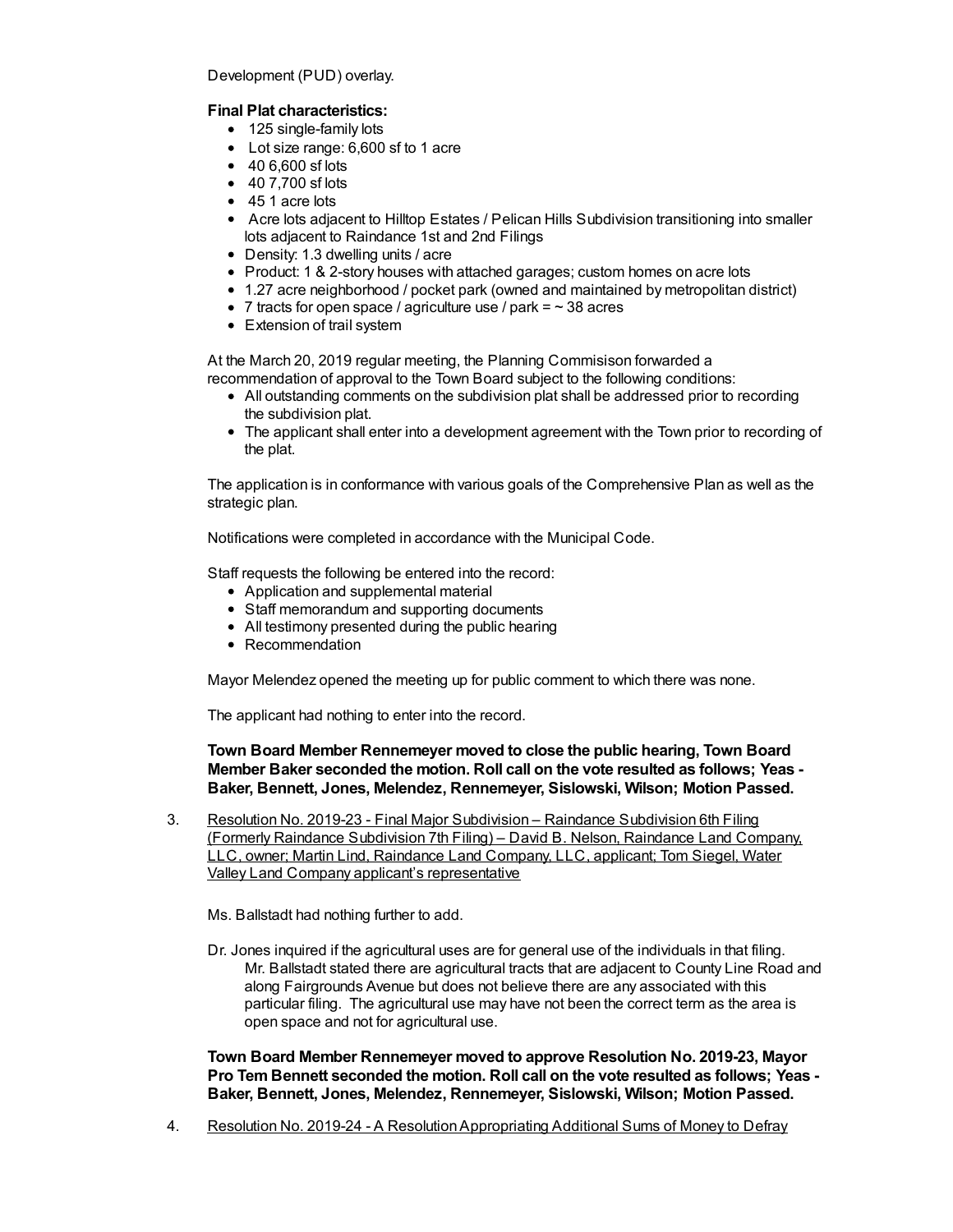Development (PUD) overlay.

**Final Plat characteristics:**

- 125 single-family lots
- Lot size range: 6,600 sf to 1 acre
- 40 6,600 sf lots
- 40 7,700 sf lots
- 45 1 acre lots
- Acre lots adjacent to Hilltop Estates / Pelican Hills Subdivision transitioning into smaller lots adjacent to Raindance 1st and 2nd Filings
- Density: 1.3 dwelling units / acre
- Product: 1 & 2-story houses with attached garages; custom homes on acre lots
- 1.27 acre neighborhood / pocket park (owned and maintained by metropolitan district)
- 7 tracts for open space / agriculture use / park = ~ 38 acres
- Extension of trail system

At the March 20, 2019 regular meeting, the Planning Commisison forwarded a recommendation of approval to the Town Board subject to the following conditions:

- All outstanding comments on the subdivision plat shall be addressed prior to recording the subdivision plat.
- The applicant shall enter into a development agreement with the Town prior to recording of the plat.

The application is in conformance with various goals of the Comprehensive Plan as well as the strategic plan.

Notifications were completed in accordance with the Municipal Code.

Staff requests the following be entered into the record:

- Application and supplemental material
- Staff memorandum and supporting documents
- All testimony presented during the public hearing
- Recommendation

Mayor Melendez opened the meeting up for public comment to which there was none.

The applicant had nothing to enter into the record.

**Town Board Member Rennemeyer moved to close the public hearing, Town Board Member Baker seconded the motion. Roll call on the vote resulted as follows; Yeas - Baker, Bennett, Jones, Melendez, Rennemeyer, Sislowski, Wilson; Motion Passed.**

3. Resolution No. 2019-23 - Final Major Subdivision – Raindance Subdivision 6th Filing (Formerly Raindance Subdivision 7th Filing) – David B. Nelson, Raindance Land Company, LLC, owner; Martin Lind, Raindance Land Company, LLC, applicant; Tom Siegel, Water Valley Land Company applicant's representative

   Ms. Ballstadt had nothing further to add.

   Dr. Jones inquired if the agricultural uses are for general use of the individuals in that filing.
      Mr. Ballstadt stated there are agricultural tracts that are adjacent to County Line Road and along Fairgrounds Avenue but does not believe there are any associated with this particular filing. The agricultural use may have not been the correct term as the area is open space and not for agricultural use.

   **Town Board Member Rennemeyer moved to approve Resolution No. 2019-23, Mayor Pro Tem Bennett seconded the motion. Roll call on the vote resulted as follows; Yeas - Baker, Bennett, Jones, Melendez, Rennemeyer, Sislowski, Wilson; Motion Passed.**

4. Resolution No. 2019-24 - A Resolution Appropriating Additional Sums of Money to Defray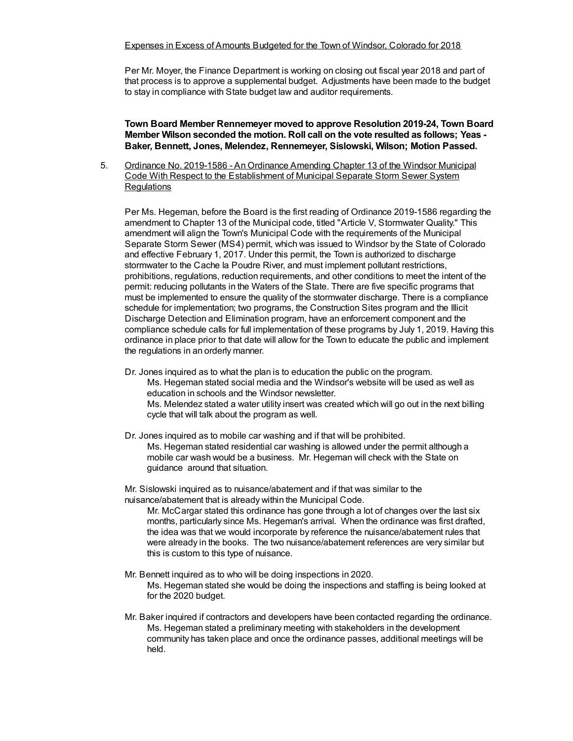Expenses in Excess of Amounts Budgeted for the Town of Windsor, Colorado for 2018

Per Mr. Moyer, the Finance Department is working on closing out fiscal year 2018 and part of that process is to approve a supplemental budget. Adjustments have been made to the budget to stay in compliance with State budget law and auditor requirements.

**Town Board Member Rennemeyer moved to approve Resolution 2019-24, Town Board Member Wilson seconded the motion. Roll call on the vote resulted as follows; Yeas - Baker, Bennett, Jones, Melendez, Rennemeyer, Sislowski, Wilson; Motion Passed.**

5. Ordinance No. 2019-1586 - An Ordinance Amending Chapter 13 of the Windsor Municipal Code With Respect to the Establishment of Municipal Separate Storm Sewer System Regulations

   Per Ms. Hegeman, before the Board is the first reading of Ordinance 2019-1586 regarding the amendment to Chapter 13 of the Municipal code, titled "Article V, Stormwater Quality." This amendment will align the Town's Municipal Code with the requirements of the Municipal Separate Storm Sewer (MS4) permit, which was issued to Windsor by the State of Colorado and effective February 1, 2017. Under this permit, the Town is authorized to discharge stormwater to the Cache la Poudre River, and must implement pollutant restrictions, prohibitions, regulations, reduction requirements, and other conditions to meet the intent of the permit: reducing pollutants in the Waters of the State. There are five specific programs that must be implemented to ensure the quality of the stormwater discharge. There is a compliance schedule for implementation; two programs, the Construction Sites program and the Illicit Discharge Detection and Elimination program, have an enforcement component and the compliance schedule calls for full implementation of these programs by July 1, 2019. Having this ordinance in place prior to that date will allow for the Town to educate the public and implement the regulations in an orderly manner.

   Dr. Jones inquired as to what the plan is to education the public on the program.
   - Ms. Hegeman stated social media and the Windsor's website will be used as well as education in schools and the Windsor newsletter.
   - Ms. Melendez stated a water utility insert was created which will go out in the next billing cycle that will talk about the program as well.

   Dr. Jones inquired as to mobile car washing and if that will be prohibited.
   - Ms. Hegeman stated residential car washing is allowed under the permit although a mobile car wash would be a business. Mr. Hegeman will check with the State on guidance around that situation.

   Mr. Sislowski inquired as to nuisance/abatement and if that was similar to the nuisance/abatement that is already within the Municipal Code.
   - Mr. McCargar stated this ordinance has gone through a lot of changes over the last six months, particularly since Ms. Hegeman's arrival. When the ordinance was first drafted, the idea was that we would incorporate by reference the nuisance/abatement rules that were already in the books. The two nuisance/abatement references are very similar but this is custom to this type of nuisance.

   Mr. Bennett inquired as to who will be doing inspections in 2020.
   - Ms. Hegeman stated she would be doing the inspections and staffing is being looked at for the 2020 budget.

   Mr. Baker inquired if contractors and developers have been contacted regarding the ordinance.
   - Ms. Hegeman stated a preliminary meeting with stakeholders in the development community has taken place and once the ordinance passes, additional meetings will be held.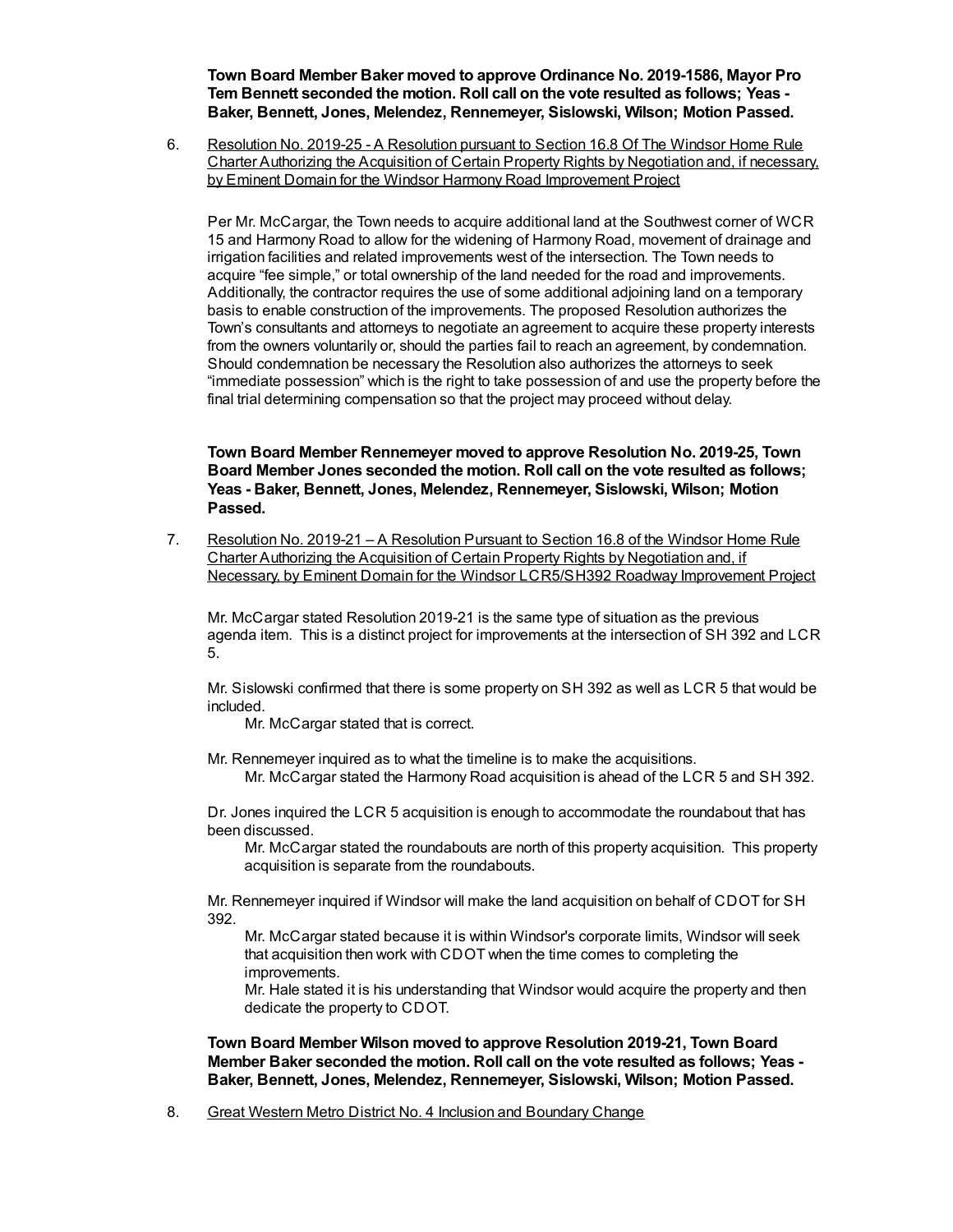**Town Board Member Baker moved to approve Ordinance No. 2019-1586, Mayor Pro Tem Bennett seconded the motion. Roll call on the vote resulted as follows; Yeas - Baker, Bennett, Jones, Melendez, Rennemeyer, Sislowski, Wilson; Motion Passed.**

6. Resolution No. 2019-25 - A Resolution pursuant to Section 16.8 Of The Windsor Home Rule Charter Authorizing the Acquisition of Certain Property Rights by Negotiation and, if necessary, by Eminent Domain for the Windsor Harmony Road Improvement Project

   Per Mr. McCargar, the Town needs to acquire additional land at the Southwest corner of WCR 15 and Harmony Road to allow for the widening of Harmony Road, movement of drainage and irrigation facilities and related improvements west of the intersection. The Town needs to acquire "fee simple," or total ownership of the land needed for the road and improvements. Additionally, the contractor requires the use of some additional adjoining land on a temporary basis to enable construction of the improvements. The proposed Resolution authorizes the Town's consultants and attorneys to negotiate an agreement to acquire these property interests from the owners voluntarily or, should the parties fail to reach an agreement, by condemnation. Should condemnation be necessary the Resolution also authorizes the attorneys to seek "immediate possession" which is the right to take possession of and use the property before the final trial determining compensation so that the project may proceed without delay.

   **Town Board Member Rennemeyer moved to approve Resolution No. 2019-25, Town Board Member Jones seconded the motion. Roll call on the vote resulted as follows; Yeas - Baker, Bennett, Jones, Melendez, Rennemeyer, Sislowski, Wilson; Motion Passed.**

7. Resolution No. 2019-21 – A Resolution Pursuant to Section 16.8 of the Windsor Home Rule Charter Authorizing the Acquisition of Certain Property Rights by Negotiation and, if Necessary, by Eminent Domain for the Windsor LCR5/SH392 Roadway Improvement Project

   Mr. McCargar stated Resolution 2019-21 is the same type of situation as the previous agenda item. This is a distinct project for improvements at the intersection of SH 392 and LCR 5.

   Mr. Sislowski confirmed that there is some property on SH 392 as well as LCR 5 that would be included.
      Mr. McCargar stated that is correct.

   Mr. Rennemeyer inquired as to what the timeline is to make the acquisitions.
      Mr. McCargar stated the Harmony Road acquisition is ahead of the LCR 5 and SH 392.

   Dr. Jones inquired the LCR 5 acquisition is enough to accommodate the roundabout that has been discussed.
      Mr. McCargar stated the roundabouts are north of this property acquisition. This property acquisition is separate from the roundabouts.

   Mr. Rennemeyer inquired if Windsor will make the land acquisition on behalf of CDOT for SH 392.
      Mr. McCargar stated because it is within Windsor's corporate limits, Windsor will seek that acquisition then work with CDOT when the time comes to completing the improvements.
      Mr. Hale stated it is his understanding that Windsor would acquire the property and then dedicate the property to CDOT.

   **Town Board Member Wilson moved to approve Resolution 2019-21, Town Board Member Baker seconded the motion. Roll call on the vote resulted as follows; Yeas - Baker, Bennett, Jones, Melendez, Rennemeyer, Sislowski, Wilson; Motion Passed.**

8. Great Western Metro District No. 4 Inclusion and Boundary Change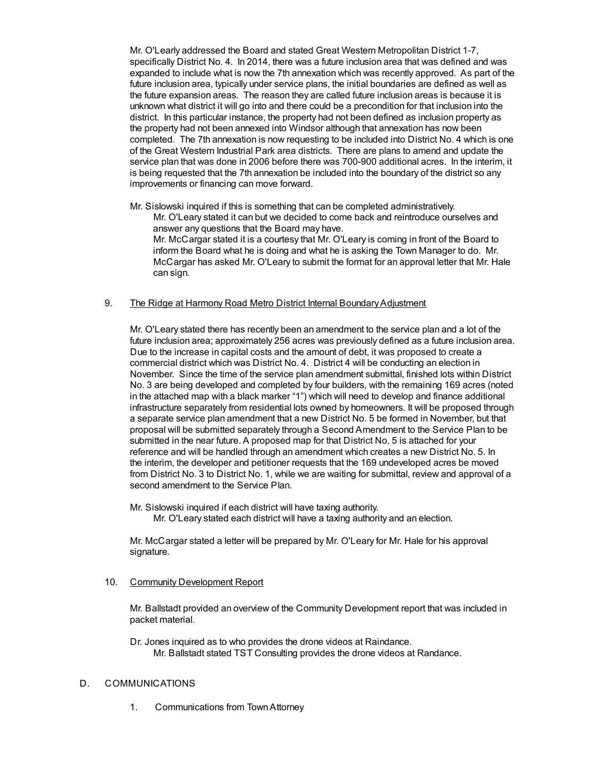Mr. O'Learly addressed the Board and stated Great Western Metropolitan District 1-7, specifically District No. 4. In 2014, there was a future inclusion area that was defined and was expanded to include what is now the 7th annexation which was recently approved. As part of the future inclusion area, typically under service plans, the initial boundaries are defined as well as the future expansion areas. The reason they are called future inclusion areas is because it is unknown what district it will go into and there could be a precondition for that inclusion into the district. In this particular instance, the property had not been defined as inclusion property as the property had not been annexed into Windsor although that annexation has now been completed. The 7th annexation is now requesting to be included into District No. 4 which is one of the Great Western Industrial Park area districts. There are plans to amend and update the service plan that was done in 2006 before there was 700-900 additional acres. In the interim, it is being requested that the 7th annexation be included into the boundary of the district so any improvements or financing can move forward.

Mr. Sislowski inquired if this is something that can be completed administratively.

> Mr. O'Leary stated it can but we decided to come back and reintroduce ourselves and answer any questions that the Board may have.
>
> Mr. McCargar stated it is a courtesy that Mr. O'Leary is coming in front of the Board to inform the Board what he is doing and what he is asking the Town Manager to do. Mr. McCargar has asked Mr. O'Leary to submit the format for an approval letter that Mr. Hale can sign.

9. The Ridge at Harmony Road Metro District Internal Boundary Adjustment

Mr. O'Leary stated there has recently been an amendment to the service plan and a lot of the future inclusion area; approximately 256 acres was previously defined as a future inclusion area. Due to the increase in capital costs and the amount of debt, it was proposed to create a commercial district which was District No. 4. District 4 will be conducting an election in November. Since the time of the service plan amendment submittal, finished lots within District No. 3 are being developed and completed by four builders, with the remaining 169 acres (noted in the attached map with a black marker "1") which will need to develop and finance additional infrastructure separately from residential lots owned by homeowners. It will be proposed through a separate service plan amendment that a new District No. 5 be formed in November, but that proposal will be submitted separately through a Second Amendment to the Service Plan to be submitted in the near future. A proposed map for that District No. 5 is attached for your reference and will be handled through an amendment which creates a new District No. 5. In the interim, the developer and petitioner requests that the 169 undeveloped acres be moved from District No. 3 to District No. 1, while we are waiting for submittal, review and approval of a second amendment to the Service Plan.

Mr. Sislowski inquired if each district will have taxing authority.

> Mr. O'Leary stated each district will have a taxing authority and an election.

Mr. McCargar stated a letter will be prepared by Mr. O'Leary for Mr. Hale for his approval signature.

10. Community Development Report

Mr. Ballstadt provided an overview of the Community Development report that was included in packet material.

Dr. Jones inquired as to who provides the drone videos at Raindance.

> Mr. Ballstadt stated TST Consulting provides the drone videos at Randance.

D. COMMUNICATIONS

1. Communications from Town Attorney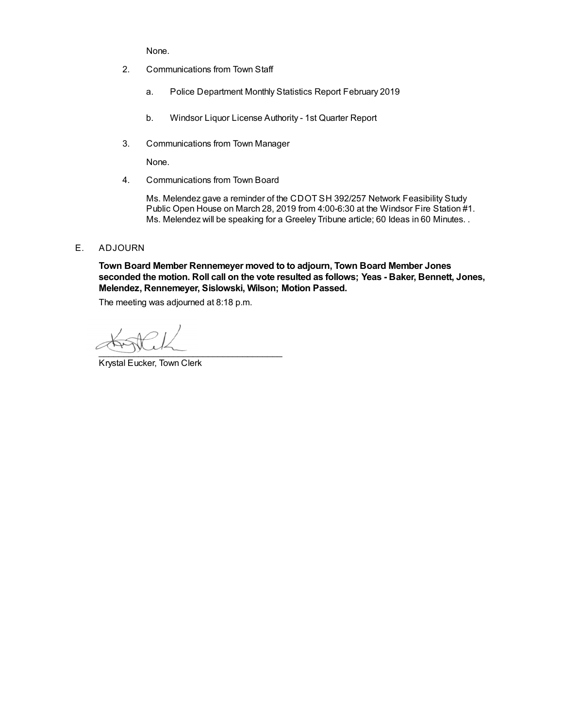None.

2. Communications from Town Staff

   a. Police Department Monthly Statistics Report February 2019

   b. Windsor Liquor License Authority - 1st Quarter Report

3. Communications from Town Manager

   None.

4. Communications from Town Board

   Ms. Melendez gave a reminder of the CDOT SH 392/257 Network Feasibility Study Public Open House on March 28, 2019 from 4:00-6:30 at the Windsor Fire Station #1. Ms. Melendez will be speaking for a Greeley Tribune article; 60 Ideas in 60 Minutes. .

E. ADJOURN

**Town Board Member Rennemeyer moved to to adjourn, Town Board Member Jones seconded the motion. Roll call on the vote resulted as follows; Yeas - Baker, Bennett, Jones, Melendez, Rennemeyer, Sislowski, Wilson; Motion Passed.**

The meeting was adjourned at 8:18 p.m.

______________________________________
Krystal Eucker, Town Clerk